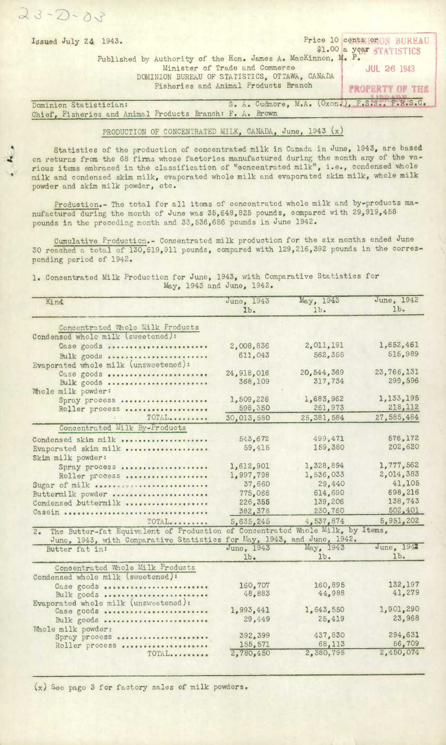23-D-03

Issued July 24 1943.

Price 10 cents or $1.00 a year

Published by Authority of the Hon. James A. MacKinnon, M. P.
Minister of Trade and Commerce
DOMINION BUREAU OF STATISTICS, OTTAWA, CANADA
Fisheries and Animal Products Branch

Dominion Statistician: S. A. Cudmore, M.A. (Oxon.), F.S.S., F.R.S.C.
Chief, Fisheries and Animal Products Branch: F. A. Brown

## PRODUCTION OF CONCENTRATED MILK, CANADA, June, 1943 (x)

Statistics of the production of concentrated milk in Canada in June, 1943, are based on returns from the 68 firms whose factories manufactured during the month any of the various items embraced in the classification of "concentrated milk", i.e., condensed whole milk and condensed skim milk, evaporated whole milk and evaporated skim milk, whole milk powder and skim milk powder, etc.

Production.- The total for all items of concentrated whole milk and by-products manufactured during the month of June was 35,648,825 pounds, compared with 29,919,458 pounds in the preceding month and 33,536,686 pounds in June 1942.

Cumulative Production.- Concentrated milk production for the six months ended June 30 reached a total of 130,619,911 pounds, compared with 129,216,392 pounds in the corresponding period of 1942.

1. Concentrated Milk Production for June, 1943, with Comparative Statistics for May, 1943 and June, 1942.

| Kind | June, 1943 lb. | May, 1943 lb. | June, 1942 lb. |
|---|---|---|---|
| **Concentrated Whole Milk Products** | | | |
| Condensed whole milk (sweetened): | | | |
| Case goods | 2,008,836 | 2,011,191 | 1,652,461 |
| Bulk goods | 611,043 | 562,355 | 515,989 |
| Evaporated whole milk (unsweetened): | | | |
| Case goods | 24,918,016 | 20,544,369 | 23,766,131 |
| Bulk goods | 368,109 | 317,734 | 299,596 |
| Whole milk powder: | | | |
| Spray process | 1,509,226 | 1,683,962 | 1,133,195 |
| Roller process | 598,350 | 261,973 | 218,112 |
| TOTAL | 30,013,580 | 25,381,584 | 27,585,484 |
| **Concentrated Milk By-Products** | | | |
| Condensed skim milk | 543,672 | 499,471 | 576,172 |
| Evaporated skim milk | 59,415 | 159,380 | 202,620 |
| Skim milk powder: | | | |
| Spray process | 1,612,901 | 1,328,894 | 1,777,562 |
| Roller process | 1,997,798 | 1,536,033 | 2,014,383 |
| Sugar of milk | 37,660 | 29,440 | 41,105 |
| Buttermilk powder | 775,066 | 614,690 | 698,216 |
| Condensed buttermilk | 226,355 | 139,206 | 138,743 |
| Casein | 382,378 | 230,760 | 502,401 |
| TOTAL | 5,635,245 | 4,537,874 | 5,951,202 |

2. The Butter-fat Equivalent of Production of Concentrated Whole Milk, by Items, June, 1943, with Comparative Statistics for May, 1943, and June, 1942.

| Butter fat in: | June, 1943 lb. | May, 1943 lb. | June, 1942 lb. |
|---|---|---|---|
| **Concentrated Whole Milk Products** | | | |
| Condensed whole milk (sweetened): | | | |
| Case goods | 160,707 | 160,895 | 132,197 |
| Bulk goods | 48,883 | 44,988 | 41,279 |
| Evaporated whole milk (unsweetened): | | | |
| Case goods | 1,993,441 | 1,643,550 | 1,901,290 |
| Bulk goods | 29,449 | 25,419 | 23,968 |
| Whole milk powder: | | | |
| Spray process | 392,399 | 437,830 | 294,631 |
| Roller process | 155,571 | 68,113 | 56,709 |
| TOTAL | 2,780,450 | 2,380,795 | 2,450,074 |

(x) See page 3 for factory sales of milk powders.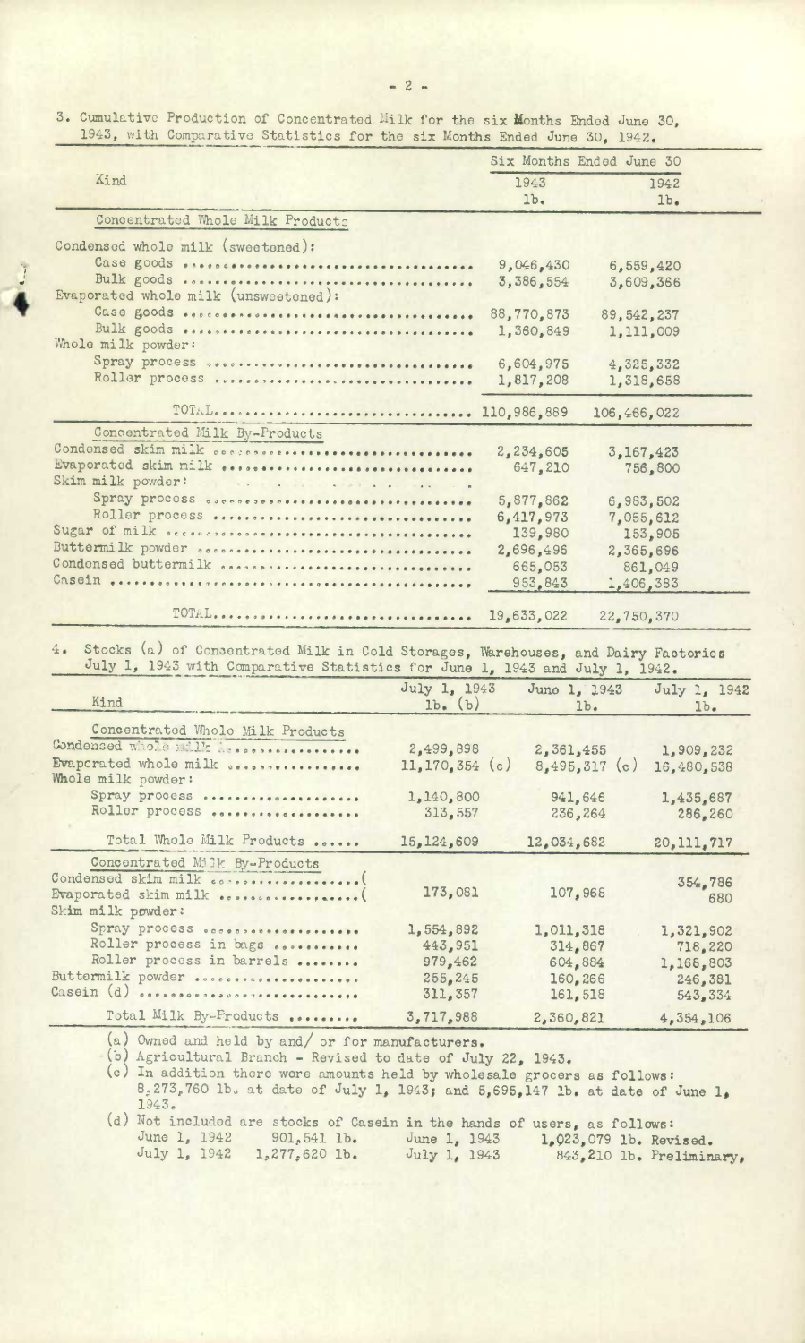3. Cumulative Production of Concentrated Milk for the six Months Ended June 30, 1943, with Comparative Statistics for the six Months Ended June 30, 1942.

| Kind | Six Months Ended June 30 | |
|---|---|---|
| | 1943 lb. | 1942 lb. |
| **Concentrated Whole Milk Products** | | |
| Condensed whole milk (sweetened): | | |
| Case goods | 9,046,430 | 6,559,420 |
| Bulk goods | 3,386,554 | 3,609,366 |
| Evaporated whole milk (unsweetened): | | |
| Case goods | 88,770,873 | 89,542,237 |
| Bulk goods | 1,360,849 | 1,111,009 |
| Whole milk powder: | | |
| Spray process | 6,604,975 | 4,325,332 |
| Roller process | 1,817,208 | 1,318,658 |
| TOTAL | 110,986,889 | 106,466,022 |
| **Concentrated Milk By-Products** | | |
| Condensed skim milk | 2,234,605 | 3,167,423 |
| Evaporated skim milk | 647,210 | 756,800 |
| Skim milk powder: | | |
| Spray process | 5,877,862 | 6,983,502 |
| Roller process | 6,417,973 | 7,055,612 |
| Sugar of milk | 139,980 | 153,905 |
| Buttermilk powder | 2,696,496 | 2,365,696 |
| Condensed buttermilk | 665,053 | 861,049 |
| Casein | 953,843 | 1,406,383 |
| TOTAL | 19,633,022 | 22,750,370 |

4. Stocks (a) of Concentrated Milk in Cold Storages, Warehouses, and Dairy Factories July 1, 1943 with Comparative Statistics for June 1, 1943 and July 1, 1942.

| Kind | July 1, 1943 lb. (b) | June 1, 1943 lb. | July 1, 1942 lb. |
|---|---|---|---|
| **Concentrated Whole Milk Products** | | | |
| Condensed whole milk | 2,499,898 | 2,361,455 | 1,909,232 |
| Evaporated whole milk | 11,170,354 (c) | 8,495,317 (c) | 16,480,538 |
| Whole milk powder: | | | |
| Spray process | 1,140,800 | 941,646 | 1,435,687 |
| Roller process | 313,557 | 236,264 | 286,260 |
| Total Whole Milk Products | 15,124,609 | 12,034,682 | 20,111,717 |
| **Concentrated Milk By-Products** | | | |
| Condensed skim milk ( | 173,081 | 107,968 | 354,786 |
| Evaporated skim milk ( | | | 680 |
| Skim milk powder: | | | |
| Spray process | 1,554,892 | 1,011,318 | 1,321,902 |
| Roller process in bags | 443,951 | 314,867 | 718,220 |
| Roller process in barrels | 979,462 | 604,884 | 1,168,803 |
| Buttermilk powder | 255,245 | 160,266 | 246,381 |
| Casein (d) | 311,357 | 161,518 | 543,334 |
| Total Milk By-Products | 3,717,988 | 2,360,821 | 4,354,106 |

(a) Owned and held by and/ or for manufacturers.

(b) Agricultural Branch - Revised to date of July 22, 1943.

(c) In addition there were amounts held by wholesale grocers as follows: 8,273,760 lb. at date of July 1, 1943; and 5,695,147 lb. at date of June 1, 1943.

(d) Not included are stocks of Casein in the hands of users, as follows:

| | | | |
|---|---|---|---|
| June 1, 1942 | 901,541 lb. | June 1, 1943 | 1,023,079 lb. Revised. |
| July 1, 1942 | 1,277,620 lb. | July 1, 1943 | 843,210 lb. Preliminary. |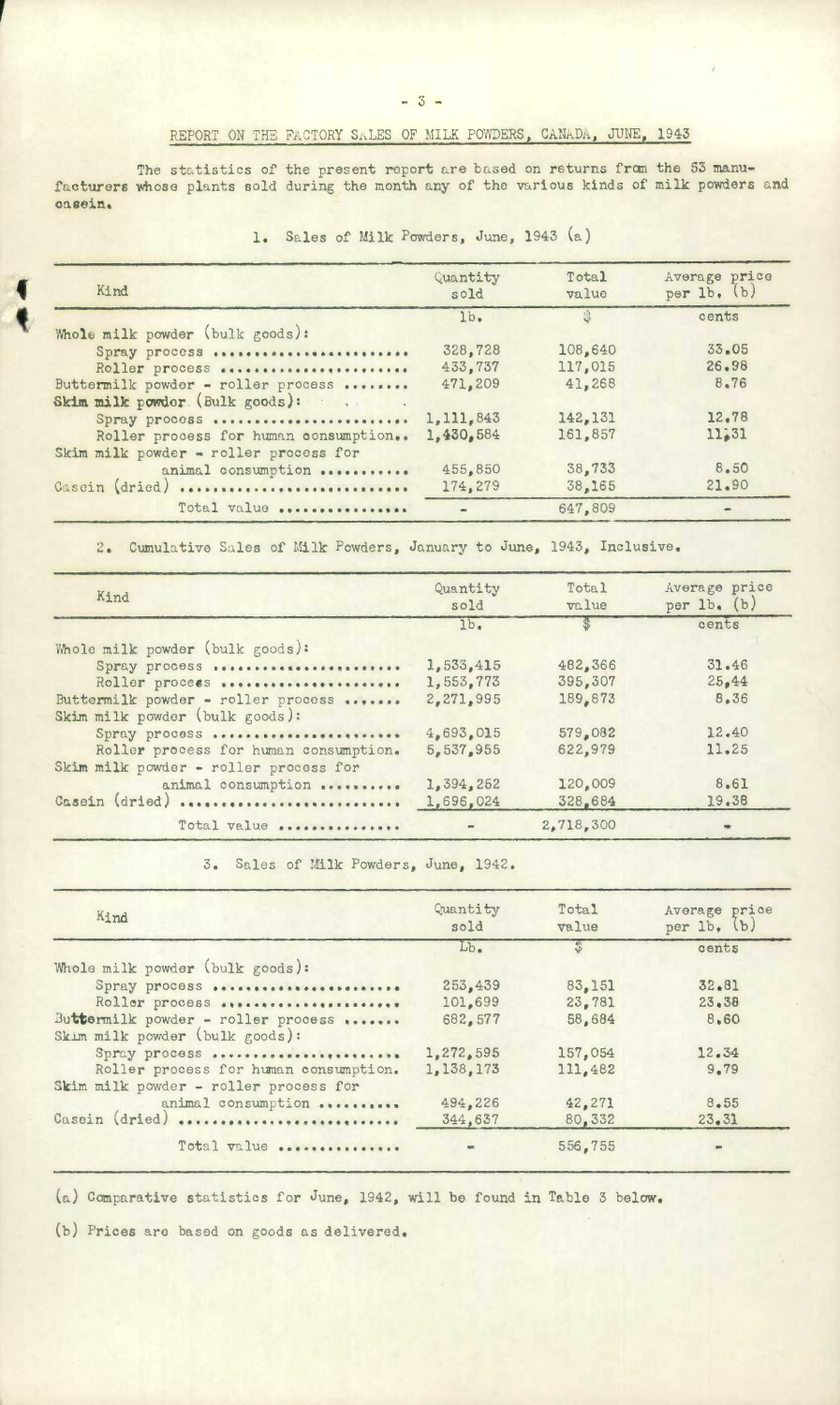# REPORT ON THE FACTORY SALES OF MILK POWDERS, CANADA, JUNE, 1943

The statistics of the present report are based on returns from the 53 manufacturers whose plants sold during the month any of the various kinds of milk powders and casein.

## 1. Sales of Milk Powders, June, 1943 (a)

| Kind | Quantity sold | Total value | Average price per lb. (b) |
|---|---|---|---|
| | lb. | $ | cents |
| Whole milk powder (bulk goods): | | | |
| Spray process | 328,728 | 108,640 | 33.05 |
| Roller process | 433,737 | 117,015 | 26.98 |
| Buttermilk powder - roller process | 471,209 | 41,268 | 8.76 |
| Skim milk powder (Bulk goods): | | | |
| Spray process | 1,111,843 | 142,131 | 12.78 |
| Roller process for human consumption | 1,430,584 | 161,857 | 11.31 |
| Skim milk powder - roller process for animal consumption | 455,850 | 38,733 | 8.50 |
| Casein (dried) | 174,279 | 38,165 | 21.90 |
| Total value | - | 647,809 | - |

## 2. Cumulative Sales of Milk Powders, January to June, 1943, Inclusive.

| Kind | Quantity sold | Total value | Average price per lb. (b) |
|---|---|---|---|
| | lb. | $ | cents |
| Whole milk powder (bulk goods): | | | |
| Spray process | 1,533,415 | 482,366 | 31.46 |
| Roller process | 1,553,773 | 395,307 | 25.44 |
| Buttermilk powder - roller process | 2,271,995 | 189,873 | 8.36 |
| Skim milk powder (bulk goods): | | | |
| Spray process | 4,693,015 | 579,082 | 12.40 |
| Roller process for human consumption | 5,537,955 | 622,979 | 11.25 |
| Skim milk powder - roller process for animal consumption | 1,394,252 | 120,009 | 8.61 |
| Casein (dried) | 1,696,024 | 328,684 | 19.38 |
| Total value | - | 2,718,300 | - |

## 3. Sales of Milk Powders, June, 1942.

| Kind | Quantity sold | Total value | Average price per lb. (b) |
|---|---|---|---|
| | Lb. | $ | cents |
| Whole milk powder (bulk goods): | | | |
| Spray process | 253,439 | 83,151 | 32.81 |
| Roller process | 101,699 | 23,781 | 23.38 |
| Buttermilk powder - roller process | 682,577 | 58,684 | 8.60 |
| Skim milk powder (bulk goods): | | | |
| Spray process | 1,272,595 | 157,054 | 12.34 |
| Roller process for human consumption | 1,138,173 | 111,482 | 9.79 |
| Skim milk powder - roller process for animal consumption | 494,226 | 42,271 | 8.55 |
| Casein (dried) | 344,637 | 80,332 | 23.31 |
| Total value | - | 556,755 | - |

(a) Comparative statistics for June, 1942, will be found in Table 3 below.

(b) Prices are based on goods as delivered.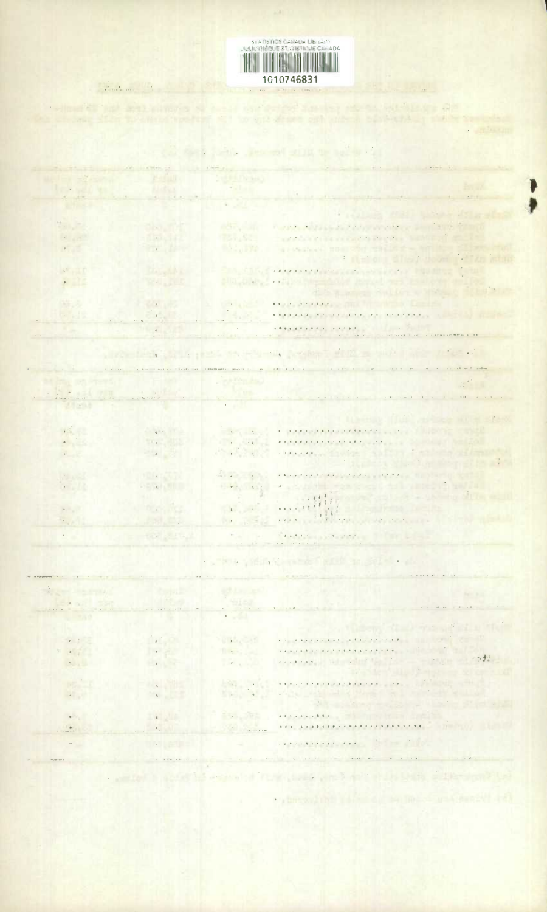STATISTICS CANADA LIBRARY
BIBLIOTHÈQUE STATISTIQUE CANADA

1010746831